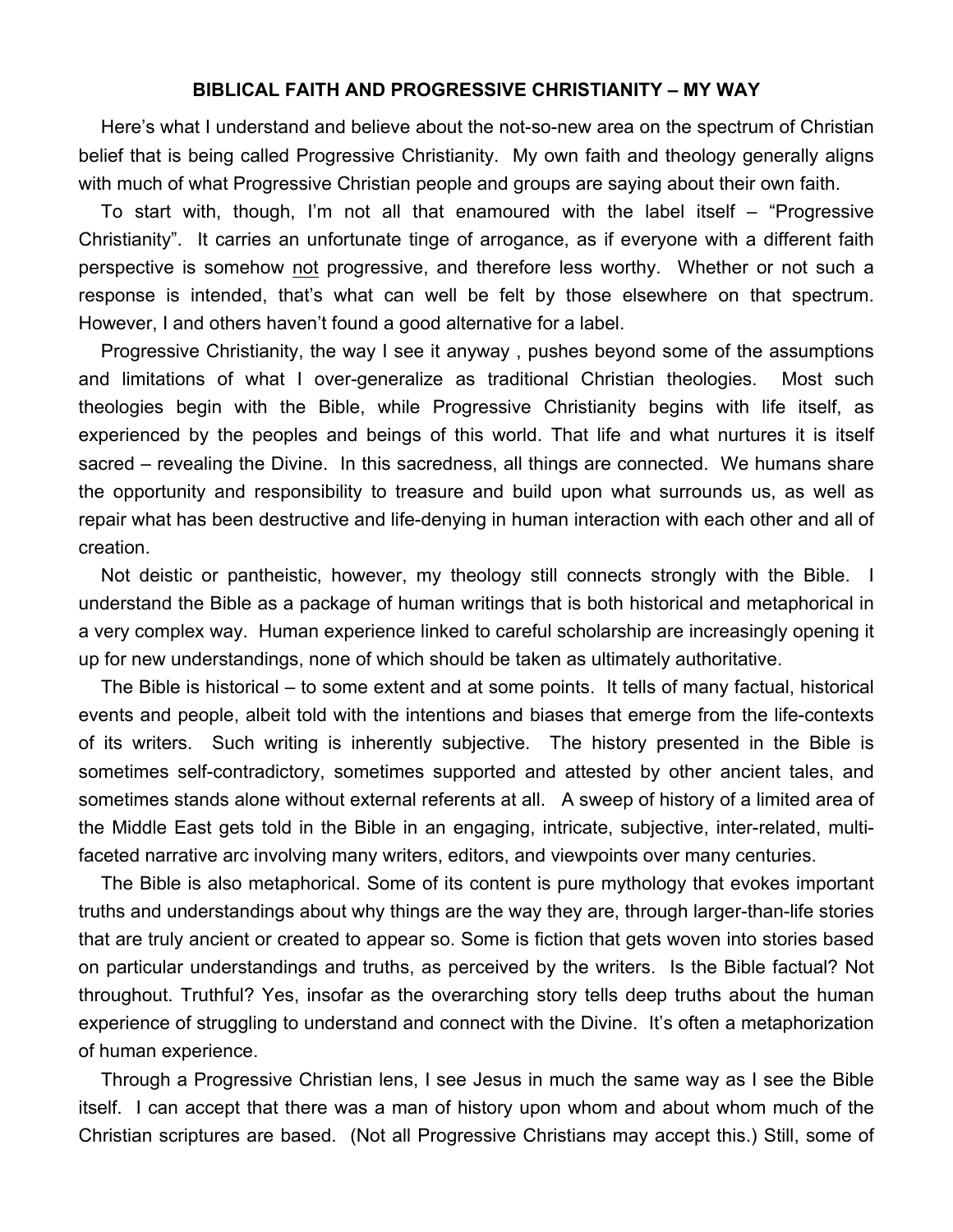**BIBLICAL FAITH AND PROGRESSIVE CHRISTIANITY – MY WAY**

Here's what I understand and believe about the not-so-new area on the spectrum of Christian belief that is being called Progressive Christianity. My own faith and theology generally aligns with much of what Progressive Christian people and groups are saying about their own faith.

To start with, though, I'm not all that enamoured with the label itself – "Progressive Christianity". It carries an unfortunate tinge of arrogance, as if everyone with a different faith perspective is somehow <u>not</u> progressive, and therefore less worthy. Whether or not such a response is intended, that's what can well be felt by those elsewhere on that spectrum. However, I and others haven't found a good alternative for a label.

Progressive Christianity, the way I see it anyway , pushes beyond some of the assumptions and limitations of what I over-generalize as traditional Christian theologies. Most such theologies begin with the Bible, while Progressive Christianity begins with life itself, as experienced by the peoples and beings of this world. That life and what nurtures it is itself sacred – revealing the Divine. In this sacredness, all things are connected. We humans share the opportunity and responsibility to treasure and build upon what surrounds us, as well as repair what has been destructive and life-denying in human interaction with each other and all of creation.

Not deistic or pantheistic, however, my theology still connects strongly with the Bible. I understand the Bible as a package of human writings that is both historical and metaphorical in a very complex way. Human experience linked to careful scholarship are increasingly opening it up for new understandings, none of which should be taken as ultimately authoritative.

The Bible is historical – to some extent and at some points. It tells of many factual, historical events and people, albeit told with the intentions and biases that emerge from the life-contexts of its writers. Such writing is inherently subjective. The history presented in the Bible is sometimes self-contradictory, sometimes supported and attested by other ancient tales, and sometimes stands alone without external referents at all. A sweep of history of a limited area of the Middle East gets told in the Bible in an engaging, intricate, subjective, inter-related, multi-faceted narrative arc involving many writers, editors, and viewpoints over many centuries.

The Bible is also metaphorical. Some of its content is pure mythology that evokes important truths and understandings about why things are the way they are, through larger-than-life stories that are truly ancient or created to appear so. Some is fiction that gets woven into stories based on particular understandings and truths, as perceived by the writers. Is the Bible factual? Not throughout. Truthful? Yes, insofar as the overarching story tells deep truths about the human experience of struggling to understand and connect with the Divine. It's often a metaphorization of human experience.

Through a Progressive Christian lens, I see Jesus in much the same way as I see the Bible itself. I can accept that there was a man of history upon whom and about whom much of the Christian scriptures are based. (Not all Progressive Christians may accept this.) Still, some of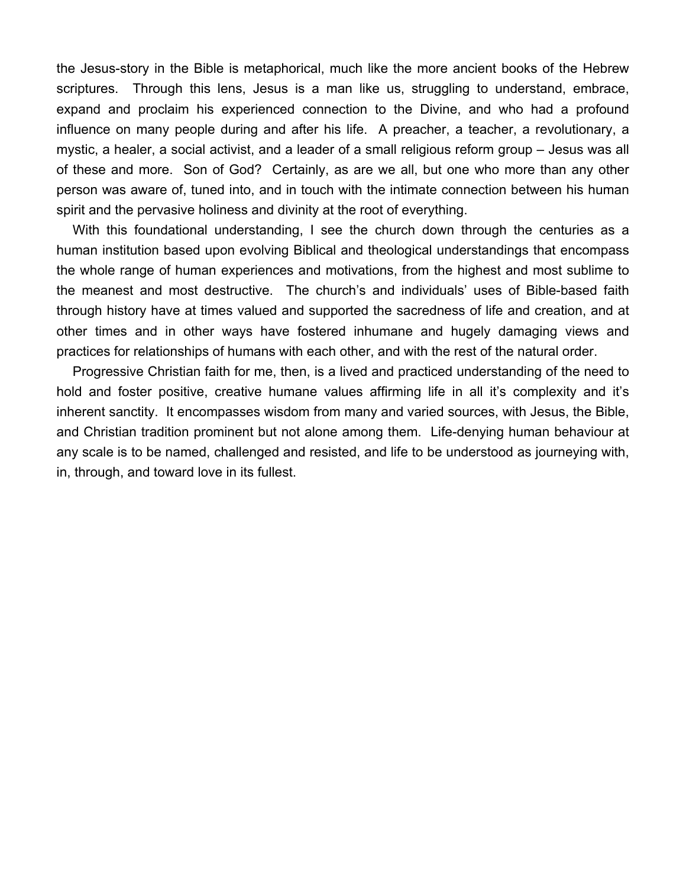the Jesus-story in the Bible is metaphorical, much like the more ancient books of the Hebrew scriptures.  Through this lens, Jesus is a man like us, struggling to understand, embrace, expand and proclaim his experienced connection to the Divine, and who had a profound influence on many people during and after his life.  A preacher, a teacher, a revolutionary, a mystic, a healer, a social activist, and a leader of a small religious reform group – Jesus was all of these and more.  Son of God?  Certainly, as are we all, but one who more than any other person was aware of, tuned into, and in touch with the intimate connection between his human spirit and the pervasive holiness and divinity at the root of everything.

With this foundational understanding, I see the church down through the centuries as a human institution based upon evolving Biblical and theological understandings that encompass the whole range of human experiences and motivations, from the highest and most sublime to the meanest and most destructive.  The church's and individuals' uses of Bible-based faith through history have at times valued and supported the sacredness of life and creation, and at other times and in other ways have fostered inhumane and hugely damaging views and practices for relationships of humans with each other, and with the rest of the natural order.

Progressive Christian faith for me, then, is a lived and practiced understanding of the need to hold and foster positive, creative humane values affirming life in all it's complexity and it's inherent sanctity.  It encompasses wisdom from many and varied sources, with Jesus, the Bible, and Christian tradition prominent but not alone among them.  Life-denying human behaviour at any scale is to be named, challenged and resisted, and life to be understood as journeying with, in, through, and toward love in its fullest.